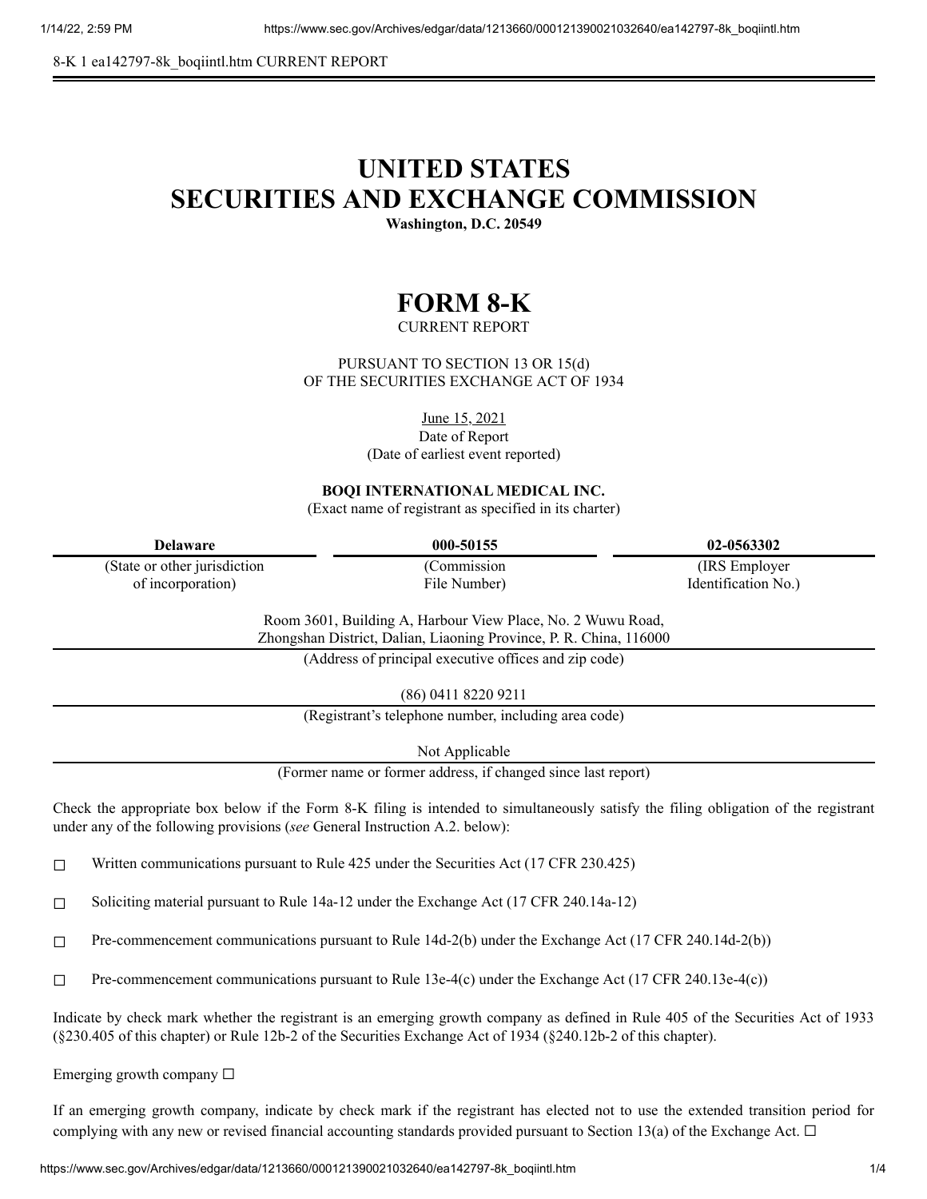8-K 1 ea142797-8k_boqiintl.htm CURRENT REPORT

# UNITED STATES
# SECURITIES AND EXCHANGE COMMISSION

**Washington, D.C. 20549**

# FORM 8-K

CURRENT REPORT

PURSUANT TO SECTION 13 OR 15(d)
OF THE SECURITIES EXCHANGE ACT OF 1934

June 15, 2021
Date of Report
(Date of earliest event reported)

**BOQI INTERNATIONAL MEDICAL INC.**
(Exact name of registrant as specified in its charter)

| **Delaware** | **000-50155** | **02-0563302** |
|---|---|---|
| (State or other jurisdiction of incorporation) | (Commission File Number) | (IRS Employer Identification No.) |

Room 3601, Building A, Harbour View Place, No. 2 Wuwu Road,
Zhongshan District, Dalian, Liaoning Province, P. R. China, 116000
(Address of principal executive offices and zip code)

(86) 0411 8220 9211
(Registrant's telephone number, including area code)

Not Applicable
(Former name or former address, if changed since last report)

Check the appropriate box below if the Form 8-K filing is intended to simultaneously satisfy the filing obligation of the registrant under any of the following provisions (*see* General Instruction A.2. below):

☐ Written communications pursuant to Rule 425 under the Securities Act (17 CFR 230.425)

☐ Soliciting material pursuant to Rule 14a-12 under the Exchange Act (17 CFR 240.14a-12)

☐ Pre-commencement communications pursuant to Rule 14d-2(b) under the Exchange Act (17 CFR 240.14d-2(b))

☐ Pre-commencement communications pursuant to Rule 13e-4(c) under the Exchange Act (17 CFR 240.13e-4(c))

Indicate by check mark whether the registrant is an emerging growth company as defined in Rule 405 of the Securities Act of 1933 (§230.405 of this chapter) or Rule 12b-2 of the Securities Exchange Act of 1934 (§240.12b-2 of this chapter).

Emerging growth company ☐

If an emerging growth company, indicate by check mark if the registrant has elected not to use the extended transition period for complying with any new or revised financial accounting standards provided pursuant to Section 13(a) of the Exchange Act. ☐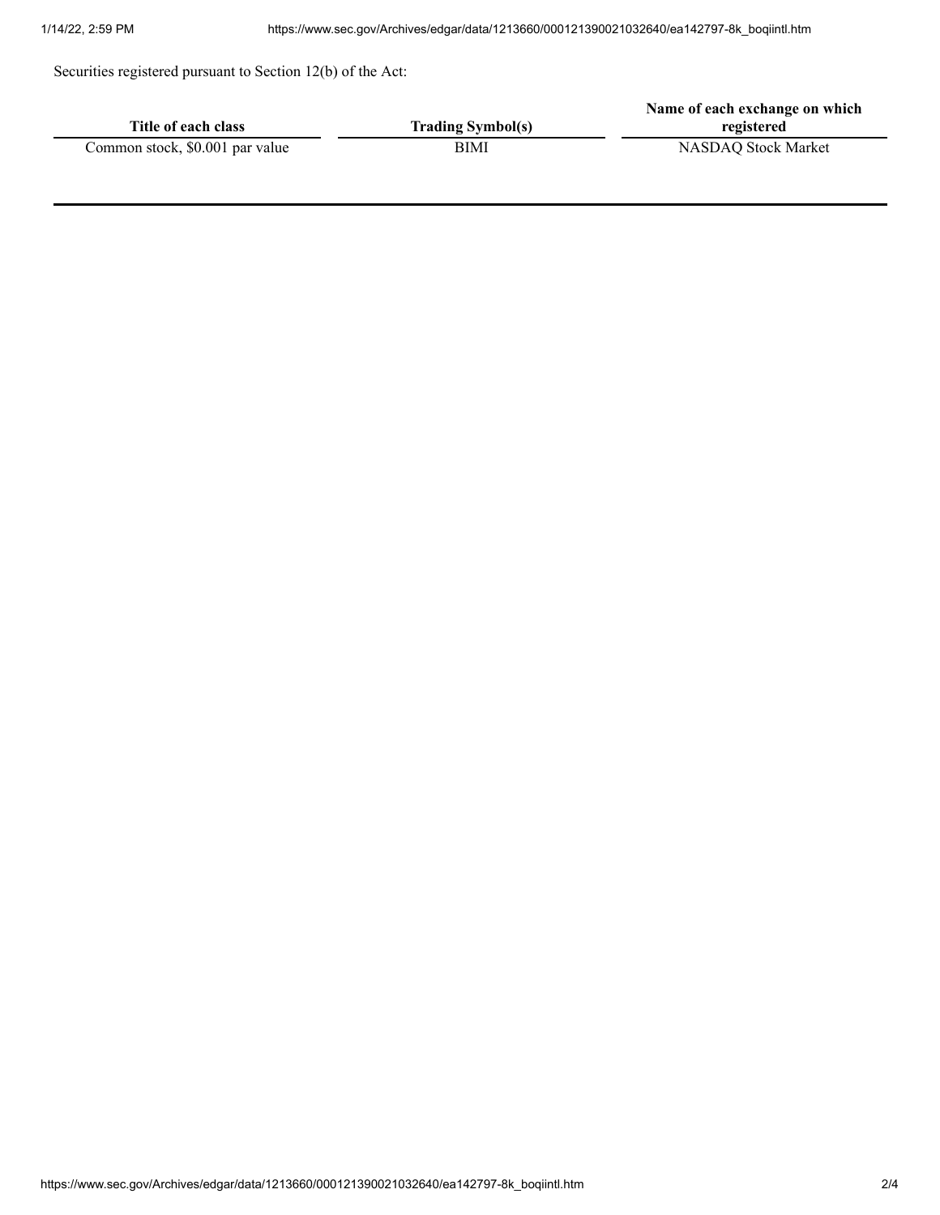Securities registered pursuant to Section 12(b) of the Act:

| Title of each class | Trading Symbol(s) | Name of each exchange on which registered |
| --- | --- | --- |
| Common stock, $0.001 par value | BIMI | NASDAQ Stock Market |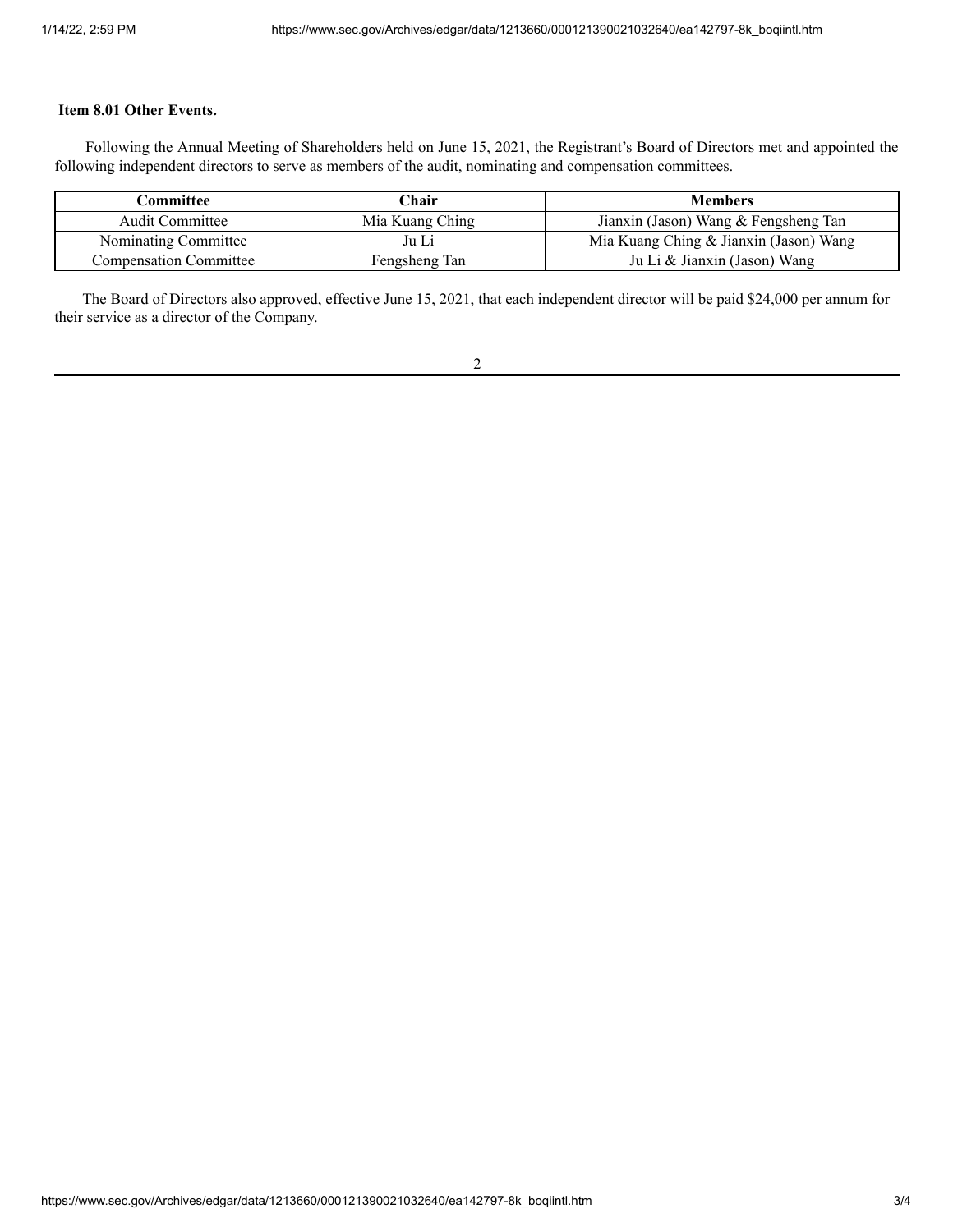**Item 8.01 Other Events.**

Following the Annual Meeting of Shareholders held on June 15, 2021, the Registrant's Board of Directors met and appointed the following independent directors to serve as members of the audit, nominating and compensation committees.

| Committee | Chair | Members |
|---|---|---|
| Audit Committee | Mia Kuang Ching | Jianxin (Jason) Wang & Fengsheng Tan |
| Nominating Committee | Ju Li | Mia Kuang Ching & Jianxin (Jason) Wang |
| Compensation Committee | Fengsheng Tan | Ju Li & Jianxin (Jason) Wang |

The Board of Directors also approved, effective June 15, 2021, that each independent director will be paid $24,000 per annum for their service as a director of the Company.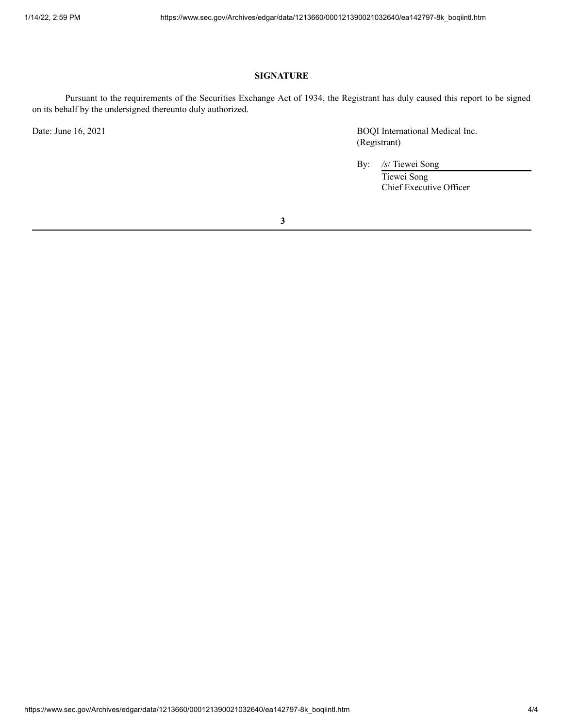**SIGNATURE**

Pursuant to the requirements of the Securities Exchange Act of 1934, the Registrant has duly caused this report to be signed on its behalf by the undersigned thereunto duly authorized.

Date: June 16, 2021

BOQI International Medical Inc.
(Registrant)

By: /s/ Tiewei Song
Tiewei Song
Chief Executive Officer